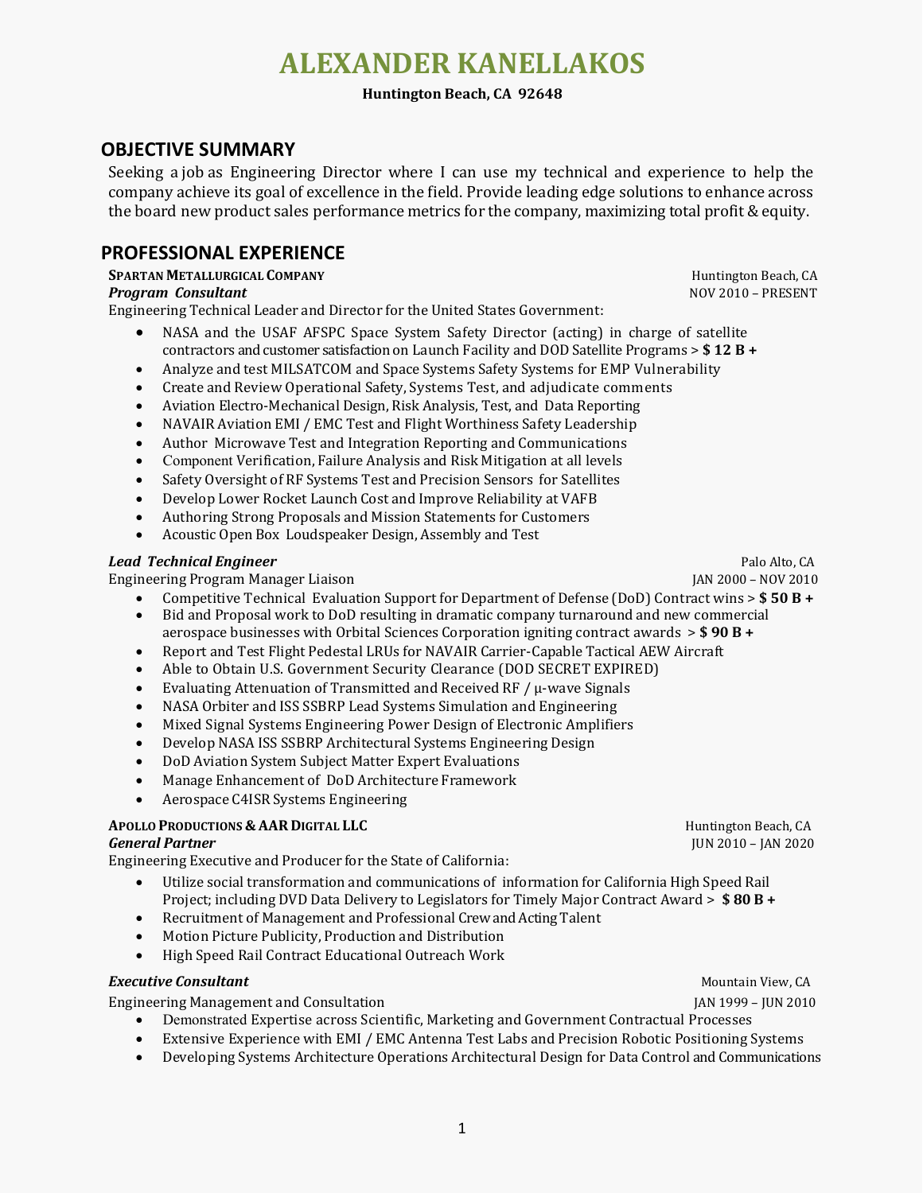# ALEXANDER KANELLAKOS

**Huntington Beach, CA 92648**

## OBJECTIVE SUMMARY

Seeking a job as Engineering Director where I can use my technical and experience to help the company achieve its goal of excellence in the field. Provide leading edge solutions to enhance across the board new product sales performance metrics for the company, maximizing total profit & equity.

## PROFESSIONAL EXPERIENCE

**SPARTAN METALLURGICAL COMPANY** — Huntington Beach, CA
***Program Consultant*** — NOV 2010 – PRESENT

Engineering Technical Leader and Director for the United States Government:

- NASA and the USAF AFSPC Space System Safety Director (acting) in charge of satellite contractors and customer satisfaction on Launch Facility and DOD Satellite Programs > **$ 12 B +**
- Analyze and test MILSATCOM and Space Systems Safety Systems for EMP Vulnerability
- Create and Review Operational Safety, Systems Test, and adjudicate comments
- Aviation Electro-Mechanical Design, Risk Analysis, Test, and Data Reporting
- NAVAIR Aviation EMI / EMC Test and Flight Worthiness Safety Leadership
- Author Microwave Test and Integration Reporting and Communications
- Component Verification, Failure Analysis and Risk Mitigation at all levels
- Safety Oversight of RF Systems Test and Precision Sensors for Satellites
- Develop Lower Rocket Launch Cost and Improve Reliability at VAFB
- Authoring Strong Proposals and Mission Statements for Customers
- Acoustic Open Box Loudspeaker Design, Assembly and Test

***Lead Technical Engineer*** — Palo Alto, CA
Engineering Program Manager Liaison — JAN 2000 – NOV 2010

- Competitive Technical Evaluation Support for Department of Defense (DoD) Contract wins > **$ 50 B +**
- Bid and Proposal work to DoD resulting in dramatic company turnaround and new commercial aerospace businesses with Orbital Sciences Corporation igniting contract awards > **$ 90 B +**
- Report and Test Flight Pedestal LRUs for NAVAIR Carrier-Capable Tactical AEW Aircraft
- Able to Obtain U.S. Government Security Clearance (DOD SECRET EXPIRED)
- Evaluating Attenuation of Transmitted and Received RF / μ-wave Signals
- NASA Orbiter and ISS SSBRP Lead Systems Simulation and Engineering
- Mixed Signal Systems Engineering Power Design of Electronic Amplifiers
- Develop NASA ISS SSBRP Architectural Systems Engineering Design
- DoD Aviation System Subject Matter Expert Evaluations
- Manage Enhancement of DoD Architecture Framework
- Aerospace C4ISR Systems Engineering

**APOLLO PRODUCTIONS & AAR DIGITAL LLC** — Huntington Beach, CA
***General Partner*** — JUN 2010 – JAN 2020

Engineering Executive and Producer for the State of California:

- Utilize social transformation and communications of information for California High Speed Rail Project; including DVD Data Delivery to Legislators for Timely Major Contract Award > **$ 80 B +**
- Recruitment of Management and Professional Crew and Acting Talent
- Motion Picture Publicity, Production and Distribution
- High Speed Rail Contract Educational Outreach Work

***Executive Consultant*** — Mountain View, CA
Engineering Management and Consultation — JAN 1999 – JUN 2010

- Demonstrated Expertise across Scientific, Marketing and Government Contractual Processes
- Extensive Experience with EMI / EMC Antenna Test Labs and Precision Robotic Positioning Systems
- Developing Systems Architecture Operations Architectural Design for Data Control and Communications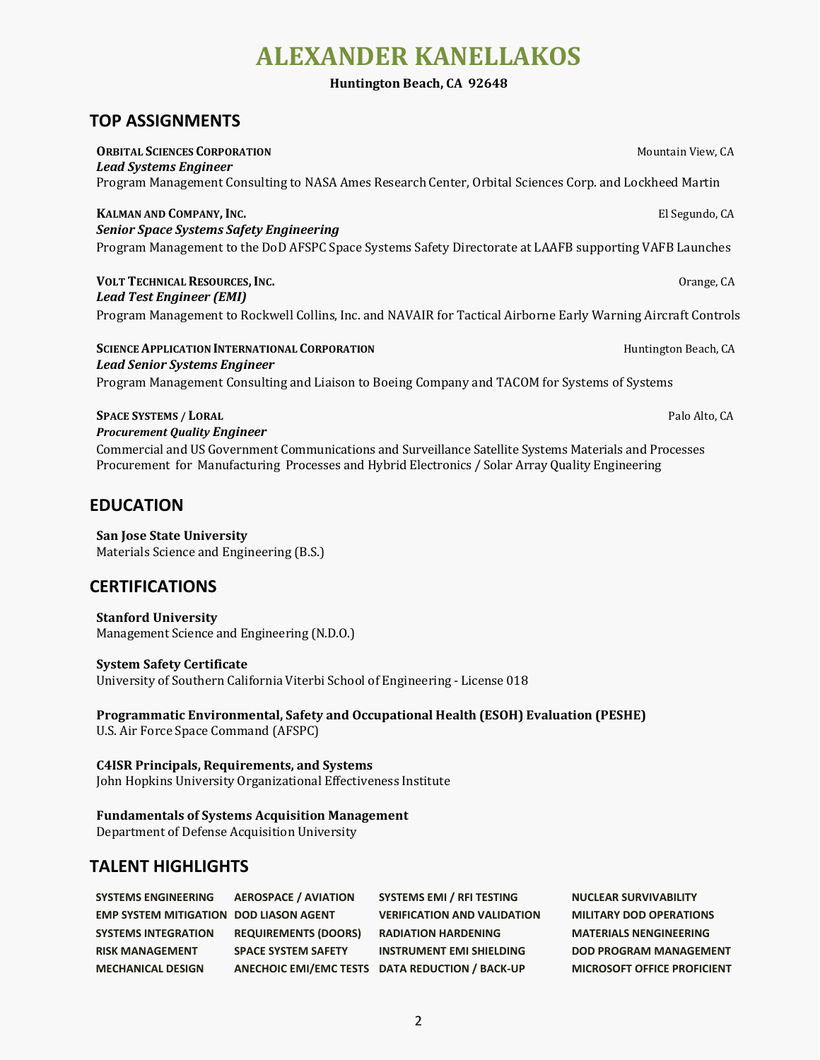# ALEXANDER KANELLAKOS

**Huntington Beach, CA 92648**

## TOP ASSIGNMENTS

**ORBITAL SCIENCES CORPORATION** Mountain View, CA
***Lead Systems Engineer***
Program Management Consulting to NASA Ames Research Center, Orbital Sciences Corp. and Lockheed Martin

**KALMAN AND COMPANY, INC.** El Segundo, CA
***Senior Space Systems Safety Engineering***
Program Management to the DoD AFSPC Space Systems Safety Directorate at LAAFB supporting VAFB Launches

**VOLT TECHNICAL RESOURCES, INC.** Orange, CA
***Lead Test Engineer (EMI)***
Program Management to Rockwell Collins, Inc. and NAVAIR for Tactical Airborne Early Warning Aircraft Controls

**SCIENCE APPLICATION INTERNATIONAL CORPORATION** Huntington Beach, CA
***Lead Senior Systems Engineer***
Program Management Consulting and Liaison to Boeing Company and TACOM for Systems of Systems

**SPACE SYSTEMS / LORAL** Palo Alto, CA
***Procurement Quality Engineer***
Commercial and US Government Communications and Surveillance Satellite Systems Materials and Processes Procurement for Manufacturing Processes and Hybrid Electronics / Solar Array Quality Engineering

## EDUCATION

**San Jose State University**
Materials Science and Engineering (B.S.)

## CERTIFICATIONS

**Stanford University**
Management Science and Engineering (N.D.O.)

**System Safety Certificate**
University of Southern California Viterbi School of Engineering - License 018

**Programmatic Environmental, Safety and Occupational Health (ESOH) Evaluation (PESHE)**
U.S. Air Force Space Command (AFSPC)

**C4ISR Principals, Requirements, and Systems**
John Hopkins University Organizational Effectiveness Institute

**Fundamentals of Systems Acquisition Management**
Department of Defense Acquisition University

## TALENT HIGHLIGHTS

| | | | |
|---|---|---|---|
| SYSTEMS ENGINEERING | AEROSPACE / AVIATION | SYSTEMS EMI / RFI TESTING | NUCLEAR SURVIVABILITY |
| EMP SYSTEM MITIGATION | DOD LIASON AGENT | VERIFICATION AND VALIDATION | MILITARY DOD OPERATIONS |
| SYSTEMS INTEGRATION | REQUIREMENTS (DOORS) | RADIATION HARDENING | MATERIALS NENGINEERING |
| RISK MANAGEMENT | SPACE SYSTEM SAFETY | INSTRUMENT EMI SHIELDING | DOD PROGRAM MANAGEMENT |
| MECHANICAL DESIGN | ANECHOIC EMI/EMC TESTS | DATA REDUCTION / BACK-UP | MICROSOFT OFFICE PROFICIENT |